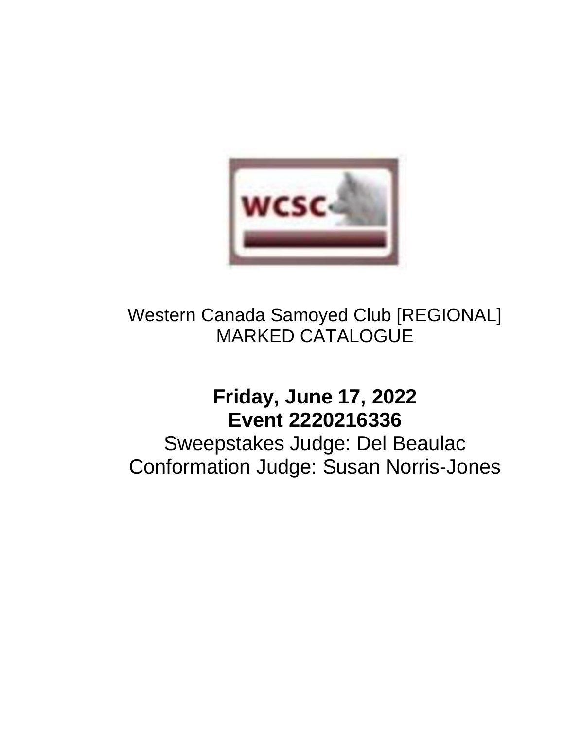WCSC

Western Canada Samoyed Club [REGIONAL]
MARKED CATALOGUE

**Friday, June 17, 2022**
**Event 2220216336**

Sweepstakes Judge: Del Beaulac
Conformation Judge: Susan Norris-Jones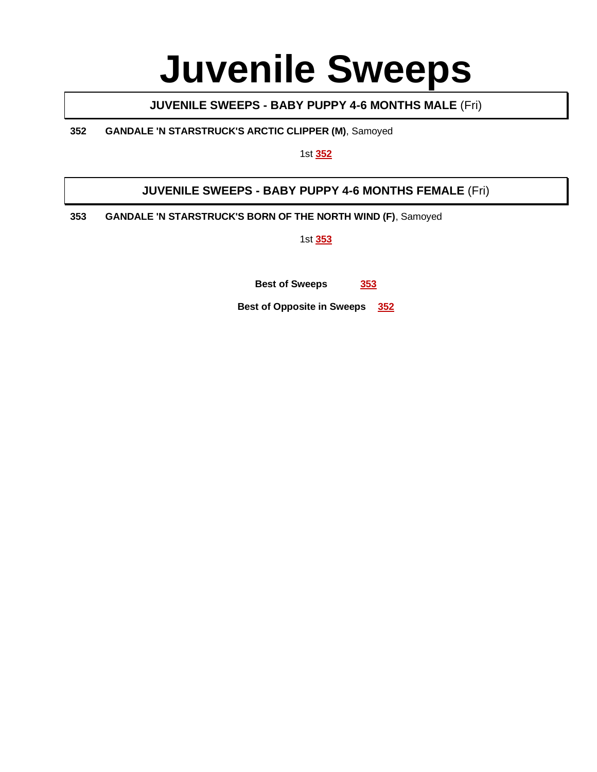# Juvenile Sweeps

## **JUVENILE SWEEPS - BABY PUPPY 4-6 MONTHS MALE** (Fri)

**352** **GANDALE 'N STARSTRUCK'S ARCTIC CLIPPER (M)**, Samoyed

1st **352**

## **JUVENILE SWEEPS - BABY PUPPY 4-6 MONTHS FEMALE** (Fri)

**353** **GANDALE 'N STARSTRUCK'S BORN OF THE NORTH WIND (F)**, Samoyed

1st **353**

**Best of Sweeps** **353**

**Best of Opposite in Sweeps** **352**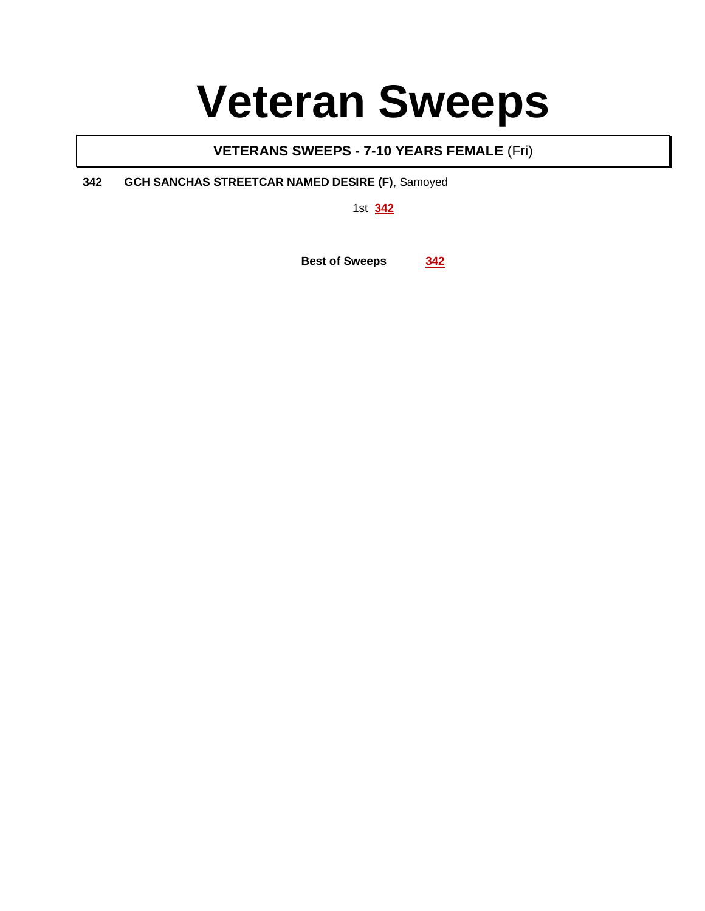# Veteran Sweeps

## **VETERANS SWEEPS - 7-10 YEARS FEMALE** (Fri)

**342** **GCH SANCHAS STREETCAR NAMED DESIRE (F)**, Samoyed

1st **342**

**Best of Sweeps** **342**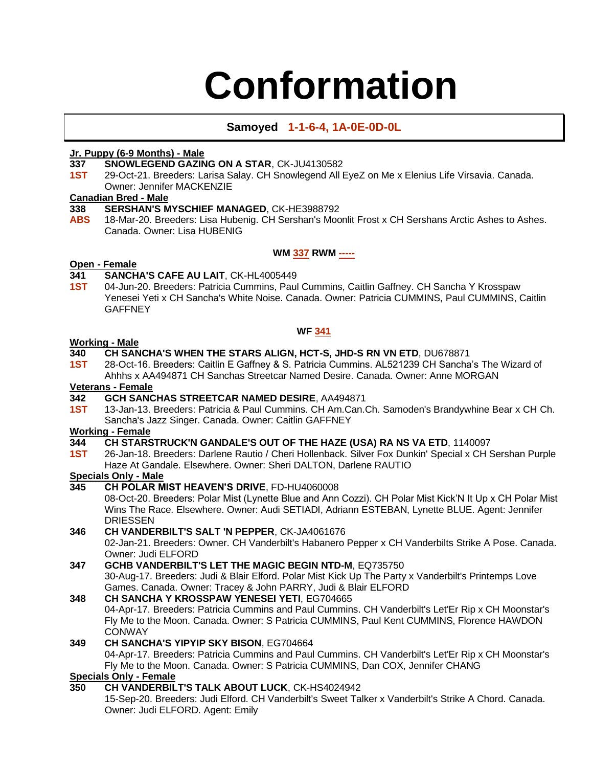// Conformation

# Samoyed 1-1-6-4, 1A-0E-0D-0L

**Jr. Puppy (6-9 Months) - Male**

**337** **SNOWLEGEND GAZING ON A STAR**, CK-JU4130582
**1ST** 29-Oct-21. Breeders: Larisa Salay. CH Snowlegend All EyeZ on Me x Elenius Life Virsavia. Canada. Owner: Jennifer MACKENZIE

**Canadian Bred - Male**

**338** **SERSHAN'S MYSCHIEF MANAGED**, CK-HE3988792
**ABS** 18-Mar-20. Breeders: Lisa Hubenig. CH Sershan's Moonlit Frost x CH Sershans Arctic Ashes to Ashes. Canada. Owner: Lisa HUBENIG

**WM 337 RWM -----**

**Open - Female**

**341** **SANCHA'S CAFE AU LAIT**, CK-HL4005449
**1ST** 04-Jun-20. Breeders: Patricia Cummins, Paul Cummins, Caitlin Gaffney. CH Sancha Y Krosspaw Yenesei Yeti x CH Sancha's White Noise. Canada. Owner: Patricia CUMMINS, Paul CUMMINS, Caitlin GAFFNEY

**WF 341**

**Working - Male**

**340** **CH SANCHA'S WHEN THE STARS ALIGN, HCT-S, JHD-S RN VN ETD**, DU678871
**1ST** 28-Oct-16. Breeders: Caitlin E Gaffney & S. Patricia Cummins. AL521239 CH Sancha's The Wizard of Ahhhs x AA494871 CH Sanchas Streetcar Named Desire. Canada. Owner: Anne MORGAN

**Veterans - Female**

**342** **GCH SANCHAS STREETCAR NAMED DESIRE**, AA494871
**1ST** 13-Jan-13. Breeders: Patricia & Paul Cummins. CH Am.Can.Ch. Samoden's Brandywhine Bear x CH Ch. Sancha's Jazz Singer. Canada. Owner: Caitlin GAFFNEY

**Working - Female**

**344** **CH STARSTRUCK'N GANDALE'S OUT OF THE HAZE (USA) RA NS VA ETD**, 1140097
**1ST** 26-Jan-18. Breeders: Darlene Rautio / Cheri Hollenback. Silver Fox Dunkin' Special x CH Sershan Purple Haze At Gandale. Elsewhere. Owner: Sheri DALTON, Darlene RAUTIO

**Specials Only - Male**

**345** **CH POLAR MIST HEAVEN'S DRIVE**, FD-HU4060008
08-Oct-20. Breeders: Polar Mist (Lynette Blue and Ann Cozzi). CH Polar Mist Kick'N It Up x CH Polar Mist Wins The Race. Elsewhere. Owner: Audi SETIADI, Adriann ESTEBAN, Lynette BLUE. Agent: Jennifer DRIESSEN

**346** **CH VANDERBILT'S SALT 'N PEPPER**, CK-JA4061676
02-Jan-21. Breeders: Owner. CH Vanderbilt's Habanero Pepper x CH Vanderbilts Strike A Pose. Canada. Owner: Judi ELFORD

**347** **GCHB VANDERBILT'S LET THE MAGIC BEGIN NTD-M**, EQ735750
30-Aug-17. Breeders: Judi & Blair Elford. Polar Mist Kick Up The Party x Vanderbilt's Printemps Love Games. Canada. Owner: Tracey & John PARRY, Judi & Blair ELFORD

**348** **CH SANCHA Y KROSSPAW YENESEI YETI**, EG704665
04-Apr-17. Breeders: Patricia Cummins and Paul Cummins. CH Vanderbilt's Let'Er Rip x CH Moonstar's Fly Me to the Moon. Canada. Owner: S Patricia CUMMINS, Paul Kent CUMMINS, Florence HAWDON CONWAY

**349** **CH SANCHA'S YIPYIP SKY BISON**, EG704664
04-Apr-17. Breeders: Patricia Cummins and Paul Cummins. CH Vanderbilt's Let'Er Rip x CH Moonstar's Fly Me to the Moon. Canada. Owner: S Patricia CUMMINS, Dan COX, Jennifer CHANG

**Specials Only - Female**

**350** **CH VANDERBILT'S TALK ABOUT LUCK**, CK-HS4024942
15-Sep-20. Breeders: Judi Elford. CH Vanderbilt's Sweet Talker x Vanderbilt's Strike A Chord. Canada. Owner: Judi ELFORD. Agent: Emily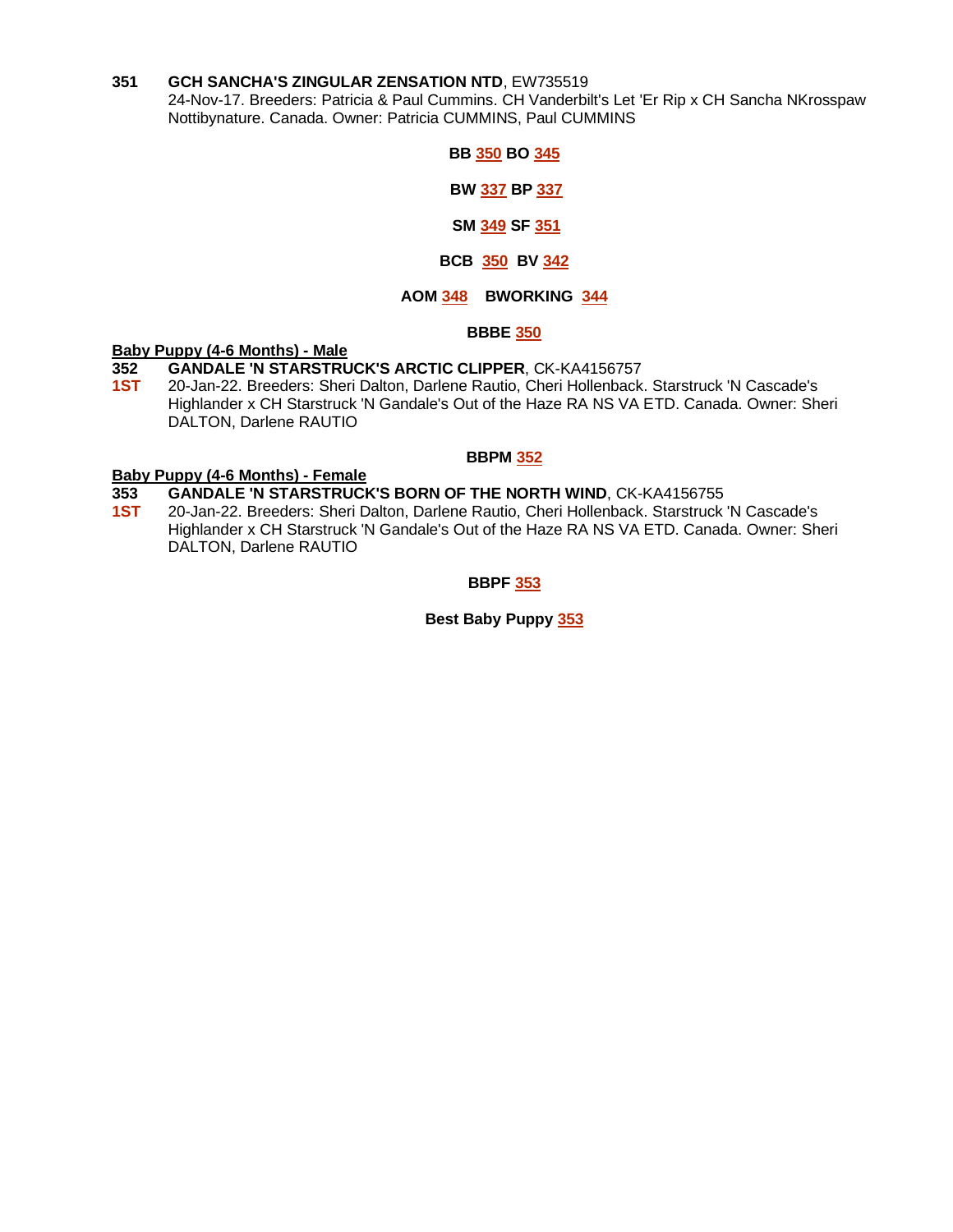**351** **GCH SANCHA'S ZINGULAR ZENSATION NTD**, EW735519
24-Nov-17. Breeders: Patricia & Paul Cummins. CH Vanderbilt's Let 'Er Rip x CH Sancha NKrosspaw Nottibynature. Canada. Owner: Patricia CUMMINS, Paul CUMMINS

**BB 350 BO 345**

**BW 337 BP 337**

**SM 349 SF 351**

**BCB 350 BV 342**

**AOM 348 BWORKING 344**

**BBBE 350**

**Baby Puppy (4-6 Months) - Male**

**352** **GANDALE 'N STARSTRUCK'S ARCTIC CLIPPER**, CK-KA4156757
**1ST** 20-Jan-22. Breeders: Sheri Dalton, Darlene Rautio, Cheri Hollenback. Starstruck 'N Cascade's Highlander x CH Starstruck 'N Gandale's Out of the Haze RA NS VA ETD. Canada. Owner: Sheri DALTON, Darlene RAUTIO

**BBPM 352**

**Baby Puppy (4-6 Months) - Female**

**353** **GANDALE 'N STARSTRUCK'S BORN OF THE NORTH WIND**, CK-KA4156755
**1ST** 20-Jan-22. Breeders: Sheri Dalton, Darlene Rautio, Cheri Hollenback. Starstruck 'N Cascade's Highlander x CH Starstruck 'N Gandale's Out of the Haze RA NS VA ETD. Canada. Owner: Sheri DALTON, Darlene RAUTIO

**BBPF 353**

**Best Baby Puppy 353**